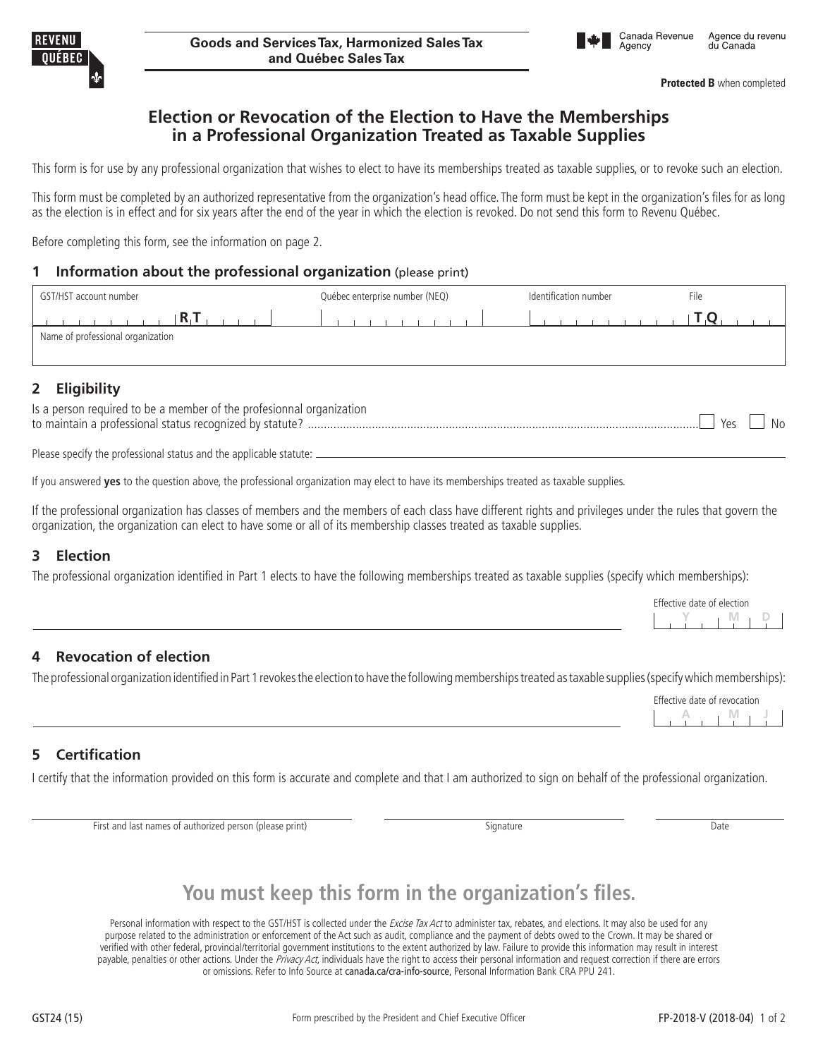Goods and Services Tax, Harmonized Sales Tax and Québec Sales Tax

**Protected B** when completed

# Election or Revocation of the Election to Have the Memberships in a Professional Organization Treated as Taxable Supplies

This form is for use by any professional organization that wishes to elect to have its memberships treated as taxable supplies, or to revoke such an election.

This form must be completed by an authorized representative from the organization's head office. The form must be kept in the organization's files for as long as the election is in effect and for six years after the end of the year in which the election is revoked. Do not send this form to Revenu Québec.

Before completing this form, see the information on page 2.

## 1 Information about the professional organization (please print)

| GST/HST account number | Québec enterprise number (NEQ) | Identification number | File |
|---|---|---|---|
| RT | | | TQ |
| Name of professional organization | | | |

## 2 Eligibility

Is a person required to be a member of the profesionnal organization to maintain a professional status recognized by statute? ☐ Yes ☐ No

Please specify the professional status and the applicable statute: ______

If you answered **yes** to the question above, the professional organization may elect to have its memberships treated as taxable supplies.

If the professional organization has classes of members and the members of each class have different rights and privileges under the rules that govern the organization, the organization can elect to have some or all of its membership classes treated as taxable supplies.

## 3 Election

The professional organization identified in Part 1 elects to have the following memberships treated as taxable supplies (specify which memberships):

______ Effective date of election Y M D

## 4 Revocation of election

The professional organization identified in Part 1 revokes the election to have the following memberships treated as taxable supplies (specify which memberships):

______ Effective date of revocation A M J

## 5 Certification

I certify that the information provided on this form is accurate and complete and that I am authorized to sign on behalf of the professional organization.

First and last names of authorized person (please print) ______ Signature ______ Date ______

## You must keep this form in the organization's files.

Personal information with respect to the GST/HST is collected under the *Excise Tax Act* to administer tax, rebates, and elections. It may also be used for any purpose related to the administration or enforcement of the Act such as audit, compliance and the payment of debts owed to the Crown. It may be shared or verified with other federal, provincial/territorial government institutions to the extent authorized by law. Failure to provide this information may result in interest payable, penalties or other actions. Under the *Privacy Act*, individuals have the right to access their personal information and request correction if there are errors or omissions. Refer to Info Source at canada.ca/cra-info-source, Personal Information Bank CRA PPU 241.

GST24 (15) Form prescribed by the President and Chief Executive Officer FP-2018-V (2018-04)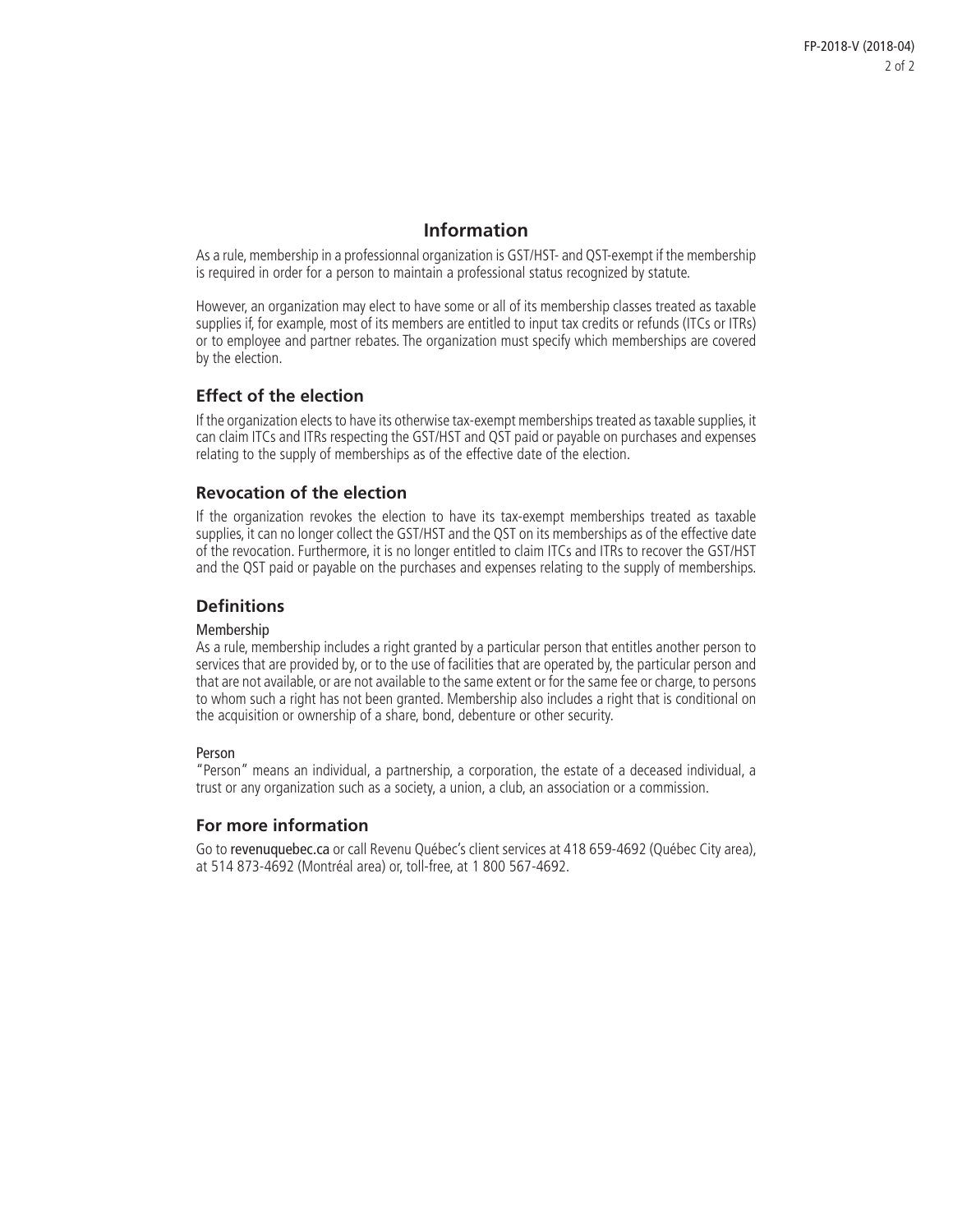## Information

As a rule, membership in a professionnal organization is GST/HST- and QST-exempt if the membership is required in order for a person to maintain a professional status recognized by statute.

However, an organization may elect to have some or all of its membership classes treated as taxable supplies if, for example, most of its members are entitled to input tax credits or refunds (ITCs or ITRs) or to employee and partner rebates. The organization must specify which memberships are covered by the election.

### Effect of the election

If the organization elects to have its otherwise tax-exempt memberships treated as taxable supplies, it can claim ITCs and ITRs respecting the GST/HST and QST paid or payable on purchases and expenses relating to the supply of memberships as of the effective date of the election.

### Revocation of the election

If the organization revokes the election to have its tax-exempt memberships treated as taxable supplies, it can no longer collect the GST/HST and the QST on its memberships as of the effective date of the revocation. Furthermore, it is no longer entitled to claim ITCs and ITRs to recover the GST/HST and the QST paid or payable on the purchases and expenses relating to the supply of memberships.

### Definitions

Membership
As a rule, membership includes a right granted by a particular person that entitles another person to services that are provided by, or to the use of facilities that are operated by, the particular person and that are not available, or are not available to the same extent or for the same fee or charge, to persons to whom such a right has not been granted. Membership also includes a right that is conditional on the acquisition or ownership of a share, bond, debenture or other security.

Person
"Person" means an individual, a partnership, a corporation, the estate of a deceased individual, a trust or any organization such as a society, a union, a club, an association or a commission.

### For more information

Go to revenuquebec.ca or call Revenu Québec's client services at 418 659-4692 (Québec City area), at 514 873-4692 (Montréal area) or, toll-free, at 1 800 567-4692.